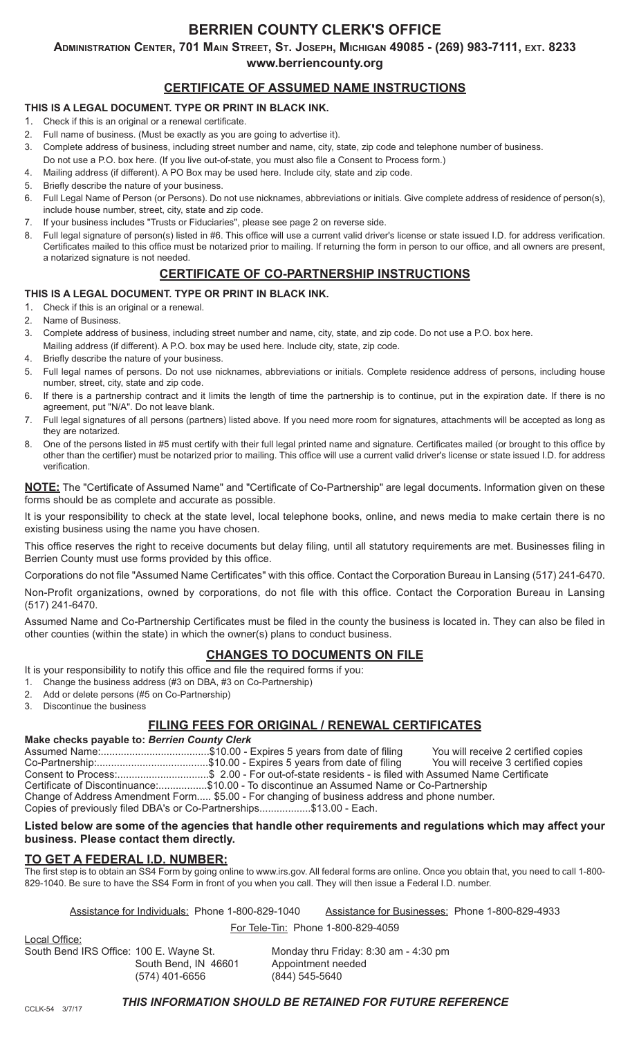# BERRIEN COUNTY CLERK'S OFFICE

**ADMINISTRATION CENTER, 701 MAIN STREET, ST. JOSEPH, MICHIGAN 49085 - (269) 983-7111, EXT. 8233**

**www.berriencounty.org**

## CERTIFICATE OF ASSUMED NAME INSTRUCTIONS

**THIS IS A LEGAL DOCUMENT. TYPE OR PRINT IN BLACK INK.**

1. Check if this is an original or a renewal certificate.
2. Full name of business. (Must be exactly as you are going to advertise it).
3. Complete address of business, including street number and name, city, state, zip code and telephone number of business. Do not use a P.O. box here. (If you live out-of-state, you must also file a Consent to Process form.)
4. Mailing address (if different). A PO Box may be used here. Include city, state and zip code.
5. Briefly describe the nature of your business.
6. Full Legal Name of Person (or Persons). Do not use nicknames, abbreviations or initials. Give complete address of residence of person(s), include house number, street, city, state and zip code.
7. If your business includes "Trusts or Fiduciaries", please see page 2 on reverse side.
8. Full legal signature of person(s) listed in #6. This office will use a current valid driver's license or state issued I.D. for address verification. Certificates mailed to this office must be notarized prior to mailing. If returning the form in person to our office, and all owners are present, a notarized signature is not needed.

## CERTIFICATE OF CO-PARTNERSHIP INSTRUCTIONS

**THIS IS A LEGAL DOCUMENT. TYPE OR PRINT IN BLACK INK.**

1. Check if this is an original or a renewal.
2. Name of Business.
3. Complete address of business, including street number and name, city, state, and zip code. Do not use a P.O. box here. Mailing address (if different). A P.O. box may be used here. Include city, state, zip code.
4. Briefly describe the nature of your business.
5. Full legal names of persons. Do not use nicknames, abbreviations or initials. Complete residence address of persons, including house number, street, city, state and zip code.
6. If there is a partnership contract and it limits the length of time the partnership is to continue, put in the expiration date. If there is no agreement, put "N/A". Do not leave blank.
7. Full legal signatures of all persons (partners) listed above. If you need more room for signatures, attachments will be accepted as long as they are notarized.
8. One of the persons listed in #5 must certify with their full legal printed name and signature. Certificates mailed (or brought to this office by other than the certifier) must be notarized prior to mailing. This office will use a current valid driver's license or state issued I.D. for address verification.

**NOTE:** The "Certificate of Assumed Name" and "Certificate of Co-Partnership" are legal documents. Information given on these forms should be as complete and accurate as possible.

It is your responsibility to check at the state level, local telephone books, online, and news media to make certain there is no existing business using the name you have chosen.

This office reserves the right to receive documents but delay filing, until all statutory requirements are met. Businesses filing in Berrien County must use forms provided by this office.

Corporations do not file "Assumed Name Certificates" with this office. Contact the Corporation Bureau in Lansing (517) 241-6470.

Non-Profit organizations, owned by corporations, do not file with this office. Contact the Corporation Bureau in Lansing (517) 241-6470.

Assumed Name and Co-Partnership Certificates must be filed in the county the business is located in. They can also be filed in other counties (within the state) in which the owner(s) plans to conduct business.

## CHANGES TO DOCUMENTS ON FILE

It is your responsibility to notify this office and file the required forms if you:

1. Change the business address (#3 on DBA, #3 on Co-Partnership)
2. Add or delete persons (#5 on Co-Partnership)
3. Discontinue the business

## FILING FEES FOR ORIGINAL / RENEWAL CERTIFICATES

**Make checks payable to: *Berrien County Clerk***

Assumed Name:......................................$10.00 - Expires 5 years from date of filing     You will receive 2 certified copies
Co-Partnership:.......................................$10.00 - Expires 5 years from date of filing     You will receive 3 certified copies
Consent to Process:................................$ 2.00 - For out-of-state residents - is filed with Assumed Name Certificate
Certificate of Discontinuance:.................$10.00 - To discontinue an Assumed Name or Co-Partnership
Change of Address Amendment Form..... $5.00 - For changing of business address and phone number.
Copies of previously filed DBA's or Co-Partnerships..................$13.00 - Each.

**Listed below are some of the agencies that handle other requirements and regulations which may affect your business. Please contact them directly.**

## TO GET A FEDERAL I.D. NUMBER:

The first step is to obtain an SS4 Form by going online to www.irs.gov. All federal forms are online. Once you obtain that, you need to call 1-800-829-1040. Be sure to have the SS4 Form in front of you when you call. They will then issue a Federal I.D. number.

Assistance for Individuals: Phone 1-800-829-1040     Assistance for Businesses: Phone 1-800-829-4933

For Tele-Tin: Phone 1-800-829-4059

Local Office:
South Bend IRS Office: 100 E. Wayne St.
South Bend, IN 46601
(574) 401-6656

Monday thru Friday: 8:30 am - 4:30 pm
Appointment needed
(844) 545-5640

CCLK-54 3/7/17

***THIS INFORMATION SHOULD BE RETAINED FOR FUTURE REFERENCE***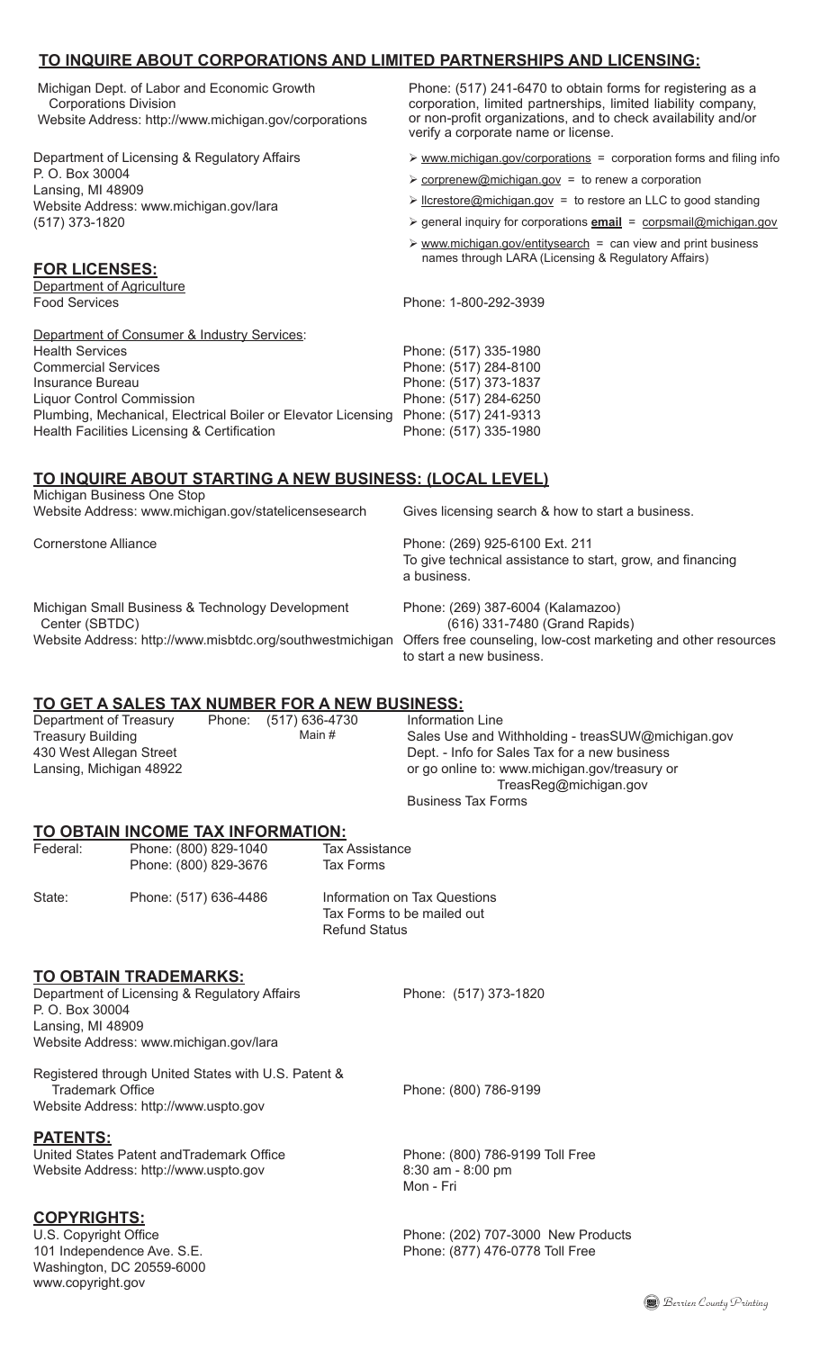## TO INQUIRE ABOUT CORPORATIONS AND LIMITED PARTNERSHIPS AND LICENSING:

Michigan Dept. of Labor and Economic Growth
Corporations Division
Website Address: http://www.michigan.gov/corporations

Phone: (517) 241-6470 to obtain forms for registering as a corporation, limited partnerships, limited liability company, or non-profit organizations, and to check availability and/or verify a corporate name or license.

Department of Licensing & Regulatory Affairs
P. O. Box 30004
Lansing, MI 48909
Website Address: www.michigan.gov/lara
(517) 373-1820

- www.michigan.gov/corporations = corporation forms and filing info
- corprenew@michigan.gov = to renew a corporation
- llcrestore@michigan.gov = to restore an LLC to good standing
- general inquiry for corporations **email** = corpsmail@michigan.gov
- www.michigan.gov/entitysearch = can view and print business names through LARA (Licensing & Regulatory Affairs)

## FOR LICENSES:

Department of Agriculture

| | |
|---|---|
| Food Services | Phone: 1-800-292-3939 |

Department of Consumer & Industry Services:

| | |
|---|---|
| Health Services | Phone: (517) 335-1980 |
| Commercial Services | Phone: (517) 284-8100 |
| Insurance Bureau | Phone: (517) 373-1837 |
| Liquor Control Commission | Phone: (517) 284-6250 |
| Plumbing, Mechanical, Electrical Boiler or Elevator Licensing | Phone: (517) 241-9313 |
| Health Facilities Licensing & Certification | Phone: (517) 335-1980 |

## TO INQUIRE ABOUT STARTING A NEW BUSINESS: (LOCAL LEVEL)

Michigan Business One Stop
Website Address: www.michigan.gov/statelicensesearch — Gives licensing search & how to start a business.

Cornerstone Alliance — Phone: (269) 925-6100 Ext. 211
To give technical assistance to start, grow, and financing a business.

Michigan Small Business & Technology Development Center (SBTDC)
Website Address: http://www.misbtdc.org/southwestmichigan

Phone: (269) 387-6004 (Kalamazoo)
(616) 331-7480 (Grand Rapids)
Offers free counseling, low-cost marketing and other resources to start a new business.

## TO GET A SALES TAX NUMBER FOR A NEW BUSINESS:

Department of Treasury
Treasury Building
430 West Allegan Street
Lansing, Michigan 48922

Phone: (517) 636-4730 Main # — Information Line
Sales Use and Withholding - treasSUW@michigan.gov
Dept. - Info for Sales Tax for a new business
or go online to: www.michigan.gov/treasury or
TreasReg@michigan.gov
Business Tax Forms

## TO OBTAIN INCOME TAX INFORMATION:

| | | |
|---|---|---|
| Federal: | Phone: (800) 829-1040 | Tax Assistance |
| | Phone: (800) 829-3676 | Tax Forms |
| State: | Phone: (517) 636-4486 | Information on Tax Questions<br>Tax Forms to be mailed out<br>Refund Status |

## TO OBTAIN TRADEMARKS:

Department of Licensing & Regulatory Affairs
P. O. Box 30004
Lansing, MI 48909
Website Address: www.michigan.gov/lara

Phone: (517) 373-1820

Registered through United States with U.S. Patent & Trademark Office
Website Address: http://www.uspto.gov

Phone: (800) 786-9199

## PATENTS:

United States Patent andTrademark Office
Website Address: http://www.uspto.gov

Phone: (800) 786-9199 Toll Free
8:30 am - 8:00 pm
Mon - Fri

## COPYRIGHTS:

U.S. Copyright Office
101 Independence Ave. S.E.
Washington, DC 20559-6000
www.copyright.gov

Phone: (202) 707-3000 New Products
Phone: (877) 476-0778 Toll Free

Berrien County Printing